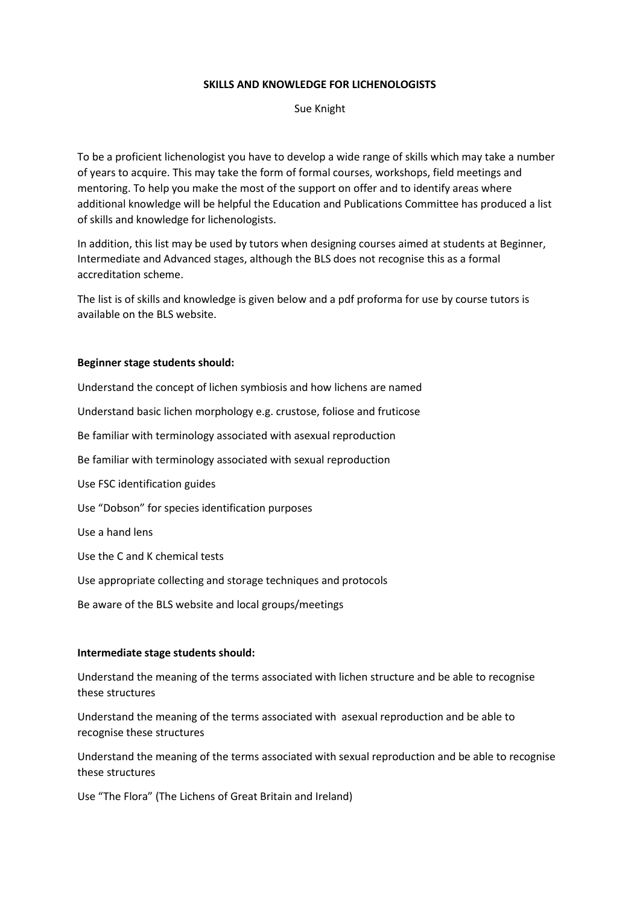# SKILLS AND KNOWLEDGE FOR LICHENOLOGISTS

Sue Knight

To be a proficient lichenologist you have to develop a wide range of skills which may take a number of years to acquire. This may take the form of formal courses, workshops, field meetings and mentoring. To help you make the most of the support on offer and to identify areas where additional knowledge will be helpful the Education and Publications Committee has produced a list of skills and knowledge for lichenologists.

In addition, this list may be used by tutors when designing courses aimed at students at Beginner, Intermediate and Advanced stages, although the BLS does not recognise this as a formal accreditation scheme.

The list is of skills and knowledge is given below and a pdf proforma for use by course tutors is available on the BLS website.

**Beginner stage students should:**

Understand the concept of lichen symbiosis and how lichens are named

Understand basic lichen morphology e.g. crustose, foliose and fruticose

Be familiar with terminology associated with asexual reproduction

Be familiar with terminology associated with sexual reproduction

Use FSC identification guides

Use "Dobson" for species identification purposes

Use a hand lens

Use the C and K chemical tests

Use appropriate collecting and storage techniques and protocols

Be aware of the BLS website and local groups/meetings

**Intermediate stage students should:**

Understand the meaning of the terms associated with lichen structure and be able to recognise these structures

Understand the meaning of the terms associated with asexual reproduction and be able to recognise these structures

Understand the meaning of the terms associated with sexual reproduction and be able to recognise these structures

Use "The Flora" (The Lichens of Great Britain and Ireland)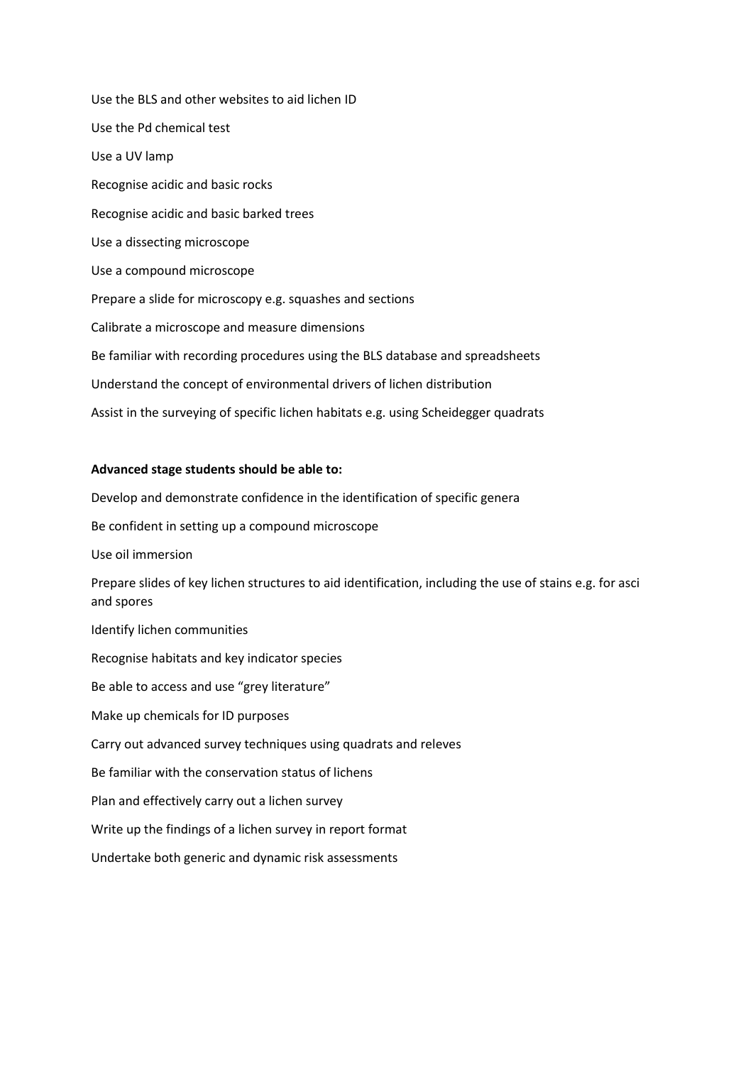Use the BLS and other websites to aid lichen ID

Use the Pd chemical test

Use a UV lamp

Recognise acidic and basic rocks

Recognise acidic and basic barked trees

Use a dissecting microscope

Use a compound microscope

Prepare a slide for microscopy e.g. squashes and sections

Calibrate a microscope and measure dimensions

Be familiar with recording procedures using the BLS database and spreadsheets

Understand the concept of environmental drivers of lichen distribution

Assist in the surveying of specific lichen habitats e.g. using Scheidegger quadrats

**Advanced stage students should be able to:**

Develop and demonstrate confidence in the identification of specific genera

Be confident in setting up a compound microscope

Use oil immersion

Prepare slides of key lichen structures to aid identification, including the use of stains e.g. for asci and spores

Identify lichen communities

Recognise habitats and key indicator species

Be able to access and use "grey literature"

Make up chemicals for ID purposes

Carry out advanced survey techniques using quadrats and releves

Be familiar with the conservation status of lichens

Plan and effectively carry out a lichen survey

Write up the findings of a lichen survey in report format

Undertake both generic and dynamic risk assessments